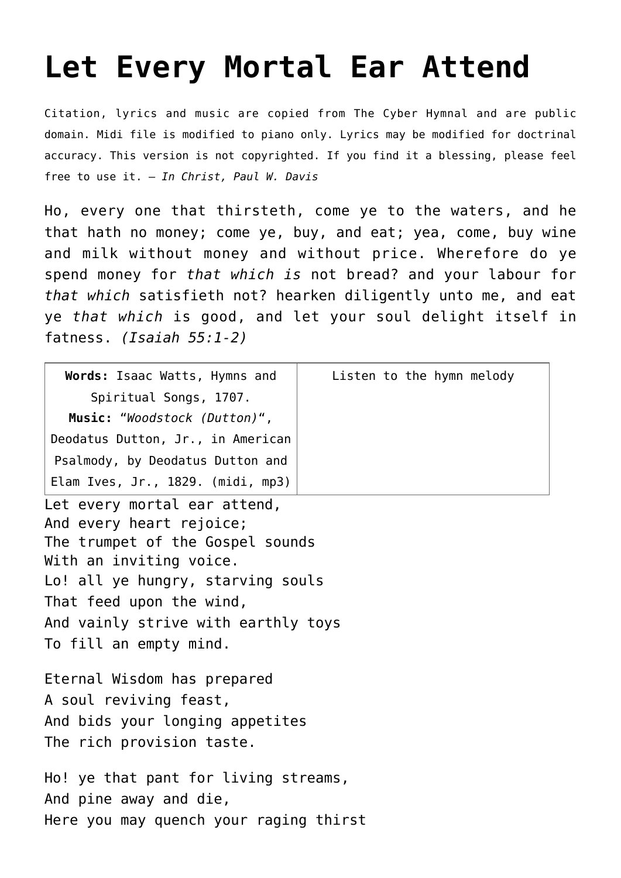# Let Every Mortal Ear Attend

Citation, lyrics and music are copied from The Cyber Hymnal and are public domain. Midi file is modified to piano only. Lyrics may be modified for doctrinal accuracy. This version is not copyrighted. If you find it a blessing, please feel free to use it. – *In Christ, Paul W. Davis*

Ho, every one that thirsteth, come ye to the waters, and he that hath no money; come ye, buy, and eat; yea, come, buy wine and milk without money and without price. Wherefore do ye spend money for *that which is* not bread? and your labour for *that which* satisfieth not? hearken diligently unto me, and eat ye *that which* is good, and let your soul delight itself in fatness. *(Isaiah 55:1-2)*

| **Words:** Isaac Watts, Hymns and Spiritual Songs, 1707. **Music:** "*Woodstock (Dutton)*", Deodatus Dutton, Jr., in American Psalmody, by Deodatus Dutton and Elam Ives, Jr., 1829. (midi, mp3) | Listen to the hymn melody |
|---|---|

Let every mortal ear attend,
And every heart rejoice;
The trumpet of the Gospel sounds
With an inviting voice.
Lo! all ye hungry, starving souls
That feed upon the wind,
And vainly strive with earthly toys
To fill an empty mind.

Eternal Wisdom has prepared
A soul reviving feast,
And bids your longing appetites
The rich provision taste.

Ho! ye that pant for living streams,
And pine away and die,
Here you may quench your raging thirst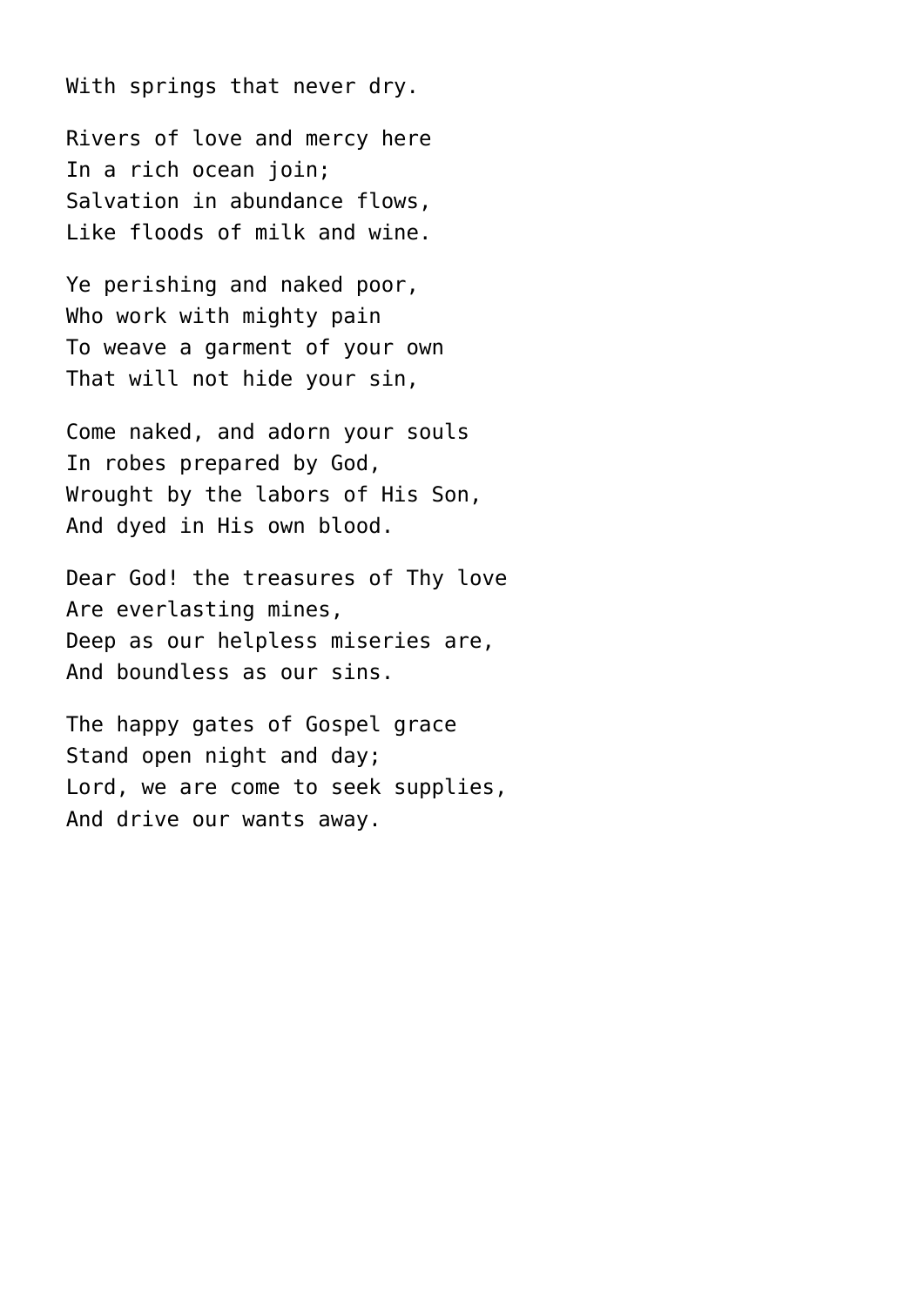With springs that never dry.

Rivers of love and mercy here  
In a rich ocean join;  
Salvation in abundance flows,  
Like floods of milk and wine.

Ye perishing and naked poor,  
Who work with mighty pain  
To weave a garment of your own  
That will not hide your sin,

Come naked, and adorn your souls  
In robes prepared by God,  
Wrought by the labors of His Son,  
And dyed in His own blood.

Dear God! the treasures of Thy love  
Are everlasting mines,  
Deep as our helpless miseries are,  
And boundless as our sins.

The happy gates of Gospel grace  
Stand open night and day;  
Lord, we are come to seek supplies,  
And drive our wants away.